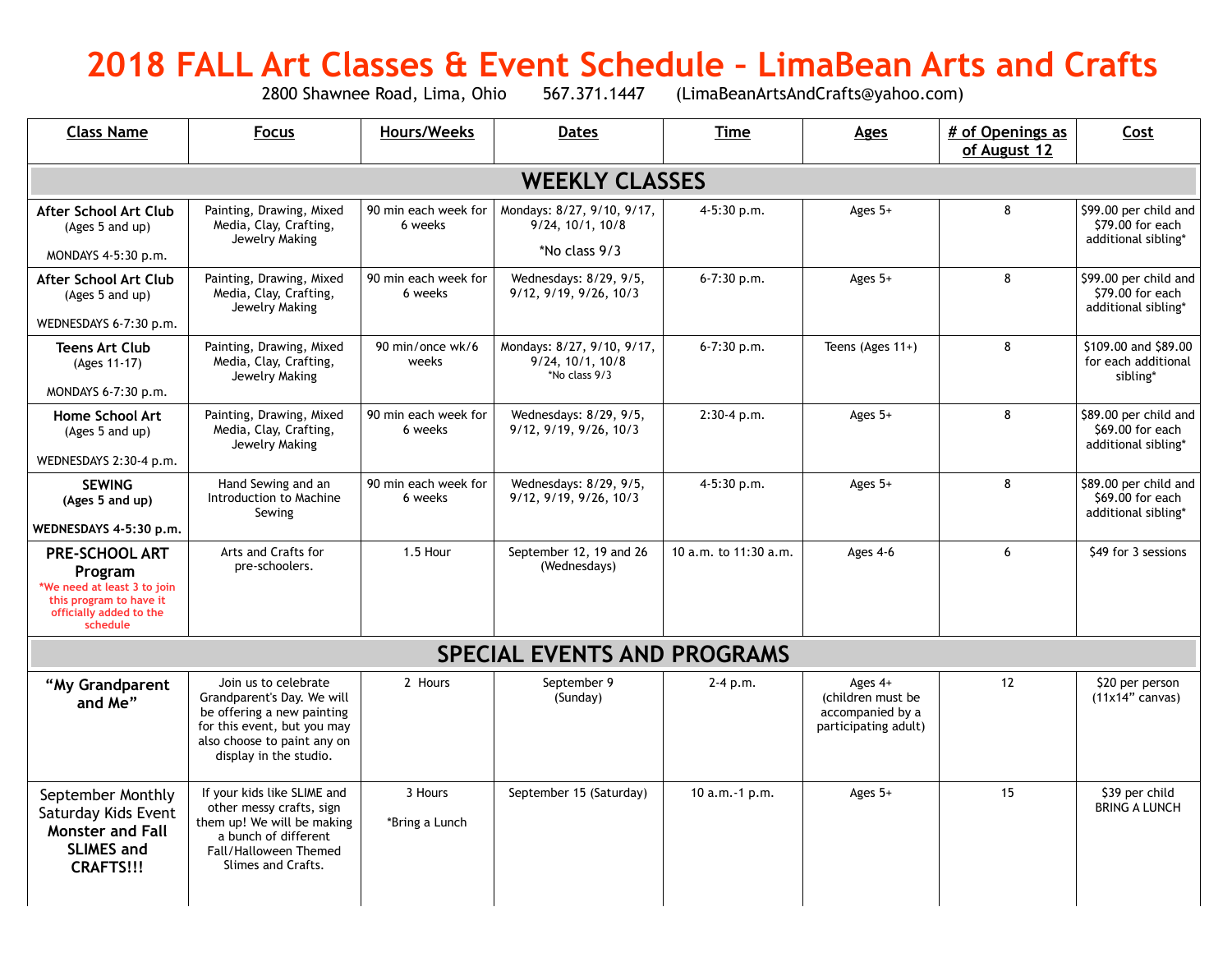# 2018 FALL Art Classes & Event Schedule – LimaBean Arts and Crafts

2800 Shawnee Road, Lima, Ohio 567.371.1447 (LimaBeanArtsAndCrafts@yahoo.com)

| Class Name | Focus | Hours/Weeks | Dates | Time | Ages | # of Openings as of August 12 | Cost |
|---|---|---|---|---|---|---|---|
| **WEEKLY CLASSES** | | | | | | | |
| **After School Art Club** (Ages 5 and up) MONDAYS 4-5:30 p.m. | Painting, Drawing, Mixed Media, Clay, Crafting, Jewelry Making | 90 min each week for 6 weeks | Mondays: 8/27, 9/10, 9/17, 9/24, 10/1, 10/8 *No class 9/3 | 4-5:30 p.m. | Ages 5+ | 8 | $99.00 per child and $79.00 for each additional sibling* |
| **After School Art Club** (Ages 5 and up) WEDNESDAYS 6-7:30 p.m. | Painting, Drawing, Mixed Media, Clay, Crafting, Jewelry Making | 90 min each week for 6 weeks | Wednesdays: 8/29, 9/5, 9/12, 9/19, 9/26, 10/3 | 6-7:30 p.m. | Ages 5+ | 8 | $99.00 per child and $79.00 for each additional sibling* |
| **Teens Art Club** (Ages 11-17) MONDAYS 6-7:30 p.m. | Painting, Drawing, Mixed Media, Clay, Crafting, Jewelry Making | 90 min/once wk/6 weeks | Mondays: 8/27, 9/10, 9/17, 9/24, 10/1, 10/8 *No class 9/3 | 6-7:30 p.m. | Teens (Ages 11+) | 8 | $109.00 and $89.00 for each additional sibling* |
| **Home School Art** (Ages 5 and up) WEDNESDAYS 2:30-4 p.m. | Painting, Drawing, Mixed Media, Clay, Crafting, Jewelry Making | 90 min each week for 6 weeks | Wednesdays: 8/29, 9/5, 9/12, 9/19, 9/26, 10/3 | 2:30-4 p.m. | Ages 5+ | 8 | $89.00 per child and $69.00 for each additional sibling* |
| **SEWING (Ages 5 and up) WEDNESDAYS 4-5:30 p.m.** | Hand Sewing and an Introduction to Machine Sewing | 90 min each week for 6 weeks | Wednesdays: 8/29, 9/5, 9/12, 9/19, 9/26, 10/3 | 4-5:30 p.m. | Ages 5+ | 8 | $89.00 per child and $69.00 for each additional sibling* |
| **PRE-SCHOOL ART Program** *We need at least 3 to join this program to have it officially added to the schedule | Arts and Crafts for pre-schoolers. | 1.5 Hour | September 12, 19 and 26 (Wednesdays) | 10 a.m. to 11:30 a.m. | Ages 4-6 | 6 | $49 for 3 sessions |
| **SPECIAL EVENTS AND PROGRAMS** | | | | | | | |
| **"My Grandparent and Me"** | Join us to celebrate Grandparent's Day. We will be offering a new painting for this event, but you may also choose to paint any on display in the studio. | 2 Hours | September 9 (Sunday) | 2-4 p.m. | Ages 4+ (children must be accompanied by a participating adult) | 12 | $20 per person (11x14" canvas) |
| September Monthly Saturday Kids Event **Monster and Fall SLIMES and CRAFTS!!!** | If your kids like SLIME and other messy crafts, sign them up! We will be making a bunch of different Fall/Halloween Themed Slimes and Crafts. | 3 Hours *Bring a Lunch | September 15 (Saturday) | 10 a.m.-1 p.m. | Ages 5+ | 15 | $39 per child BRING A LUNCH |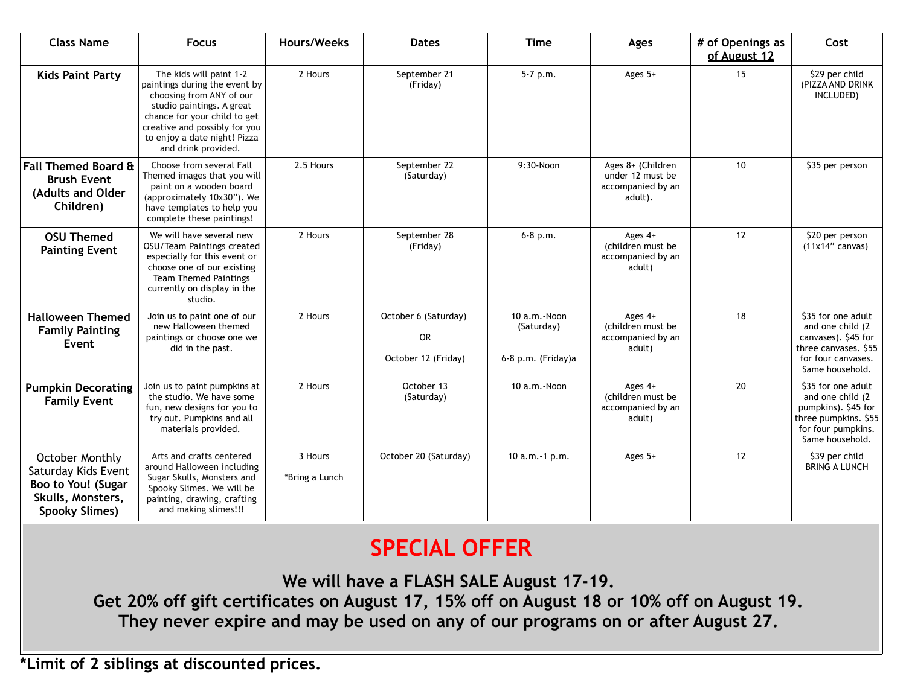| Class Name | Focus | Hours/Weeks | Dates | Time | Ages | # of Openings as of August 12 | Cost |
|---|---|---|---|---|---|---|---|
| **Kids Paint Party** | The kids will paint 1-2 paintings during the event by choosing from ANY of our studio paintings. A great chance for your child to get creative and possibly for you to enjoy a date night! Pizza and drink provided. | 2 Hours | September 21 (Friday) | 5-7 p.m. | Ages 5+ | 15 | $29 per child (PIZZA AND DRINK INCLUDED) |
| **Fall Themed Board & Brush Event (Adults and Older Children)** | Choose from several Fall Themed images that you will paint on a wooden board (approximately 10x30”). We have templates to help you complete these paintings! | 2.5 Hours | September 22 (Saturday) | 9:30-Noon | Ages 8+ (Children under 12 must be accompanied by an adult). | 10 | $35 per person |
| **OSU Themed Painting Event** | We will have several new OSU/Team Paintings created especially for this event or choose one of our existing Team Themed Paintings currently on display in the studio. | 2 Hours | September 28 (Friday) | 6-8 p.m. | Ages 4+ (children must be accompanied by an adult) | 12 | $20 per person (11x14” canvas) |
| **Halloween Themed Family Painting Event** | Join us to paint one of our new Halloween themed paintings or choose one we did in the past. | 2 Hours | October 6 (Saturday) OR October 12 (Friday) | 10 a.m.-Noon (Saturday) 6-8 p.m. (Friday)a | Ages 4+ (children must be accompanied by an adult) | 18 | $35 for one adult and one child (2 canvases). $45 for three canvases. $55 for four canvases. Same household. |
| **Pumpkin Decorating Family Event** | Join us to paint pumpkins at the studio. We have some fun, new designs for you to try out. Pumpkins and all materials provided. | 2 Hours | October 13 (Saturday) | 10 a.m.-Noon | Ages 4+ (children must be accompanied by an adult) | 20 | $35 for one adult and one child (2 pumpkins). $45 for three pumpkins. $55 for four pumpkins. Same household. |
| October Monthly Saturday Kids Event **Boo to You! (Sugar Skulls, Monsters, Spooky Slimes)** | Arts and crafts centered around Halloween including Sugar Skulls, Monsters and Spooky Slimes. We will be painting, drawing, crafting and making slimes!!! | 3 Hours *Bring a Lunch | October 20 (Saturday) | 10 a.m.-1 p.m. | Ages 5+ | 12 | $39 per child BRING A LUNCH |

## SPECIAL OFFER

**We will have a FLASH SALE August 17-19.**
**Get 20% off gift certificates on August 17, 15% off on August 18 or 10% off on August 19.**
**They never expire and may be used on any of our programs on or after August 27.**

**\*Limit of 2 siblings at discounted prices.**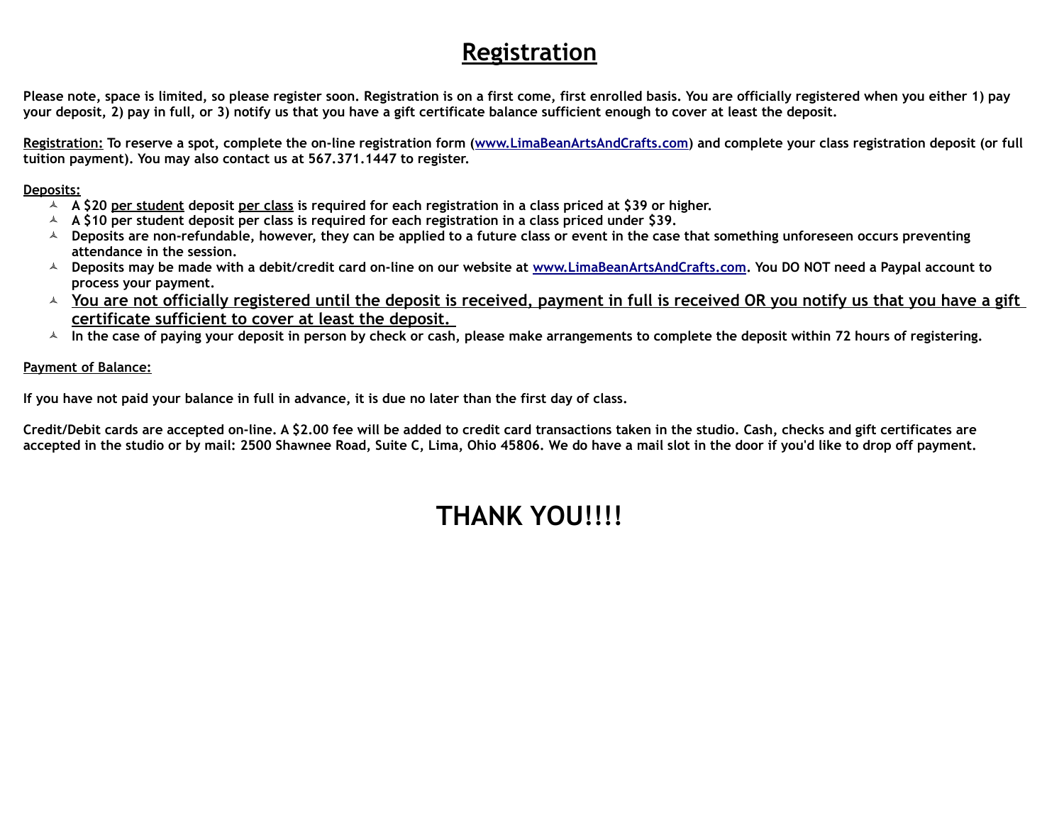# Registration

**Please note, space is limited, so please register soon. Registration is on a first come, first enrolled basis. You are officially registered when you either 1) pay your deposit, 2) pay in full, or 3) notify us that you have a gift certificate balance sufficient enough to cover at least the deposit.**

**Registration:** To reserve a spot, complete the on-line registration form (www.LimaBeanArtsAndCrafts.com) and complete your class registration deposit (or full tuition payment). You may also contact us at 567.371.1447 to register.

**Deposits:**

- A $20 per student deposit per class is required for each registration in a class priced at $39 or higher.
- A $10 per student deposit per class is required for each registration in a class priced under $39.
- Deposits are non-refundable, however, they can be applied to a future class or event in the case that something unforeseen occurs preventing attendance in the session.
- Deposits may be made with a debit/credit card on-line on our website at www.LimaBeanArtsAndCrafts.com. You DO NOT need a Paypal account to process your payment.
- **You are not officially registered until the deposit is received, payment in full is received OR you notify us that you have a gift certificate sufficient to cover at least the deposit.**
- In the case of paying your deposit in person by check or cash, please make arrangements to complete the deposit within 72 hours of registering.

**Payment of Balance:**

If you have not paid your balance in full in advance, it is due no later than the first day of class.

Credit/Debit cards are accepted on-line. A $2.00 fee will be added to credit card transactions taken in the studio. Cash, checks and gift certificates are accepted in the studio or by mail: 2500 Shawnee Road, Suite C, Lima, Ohio 45806. We do have a mail slot in the door if you'd like to drop off payment.

## THANK YOU!!!!